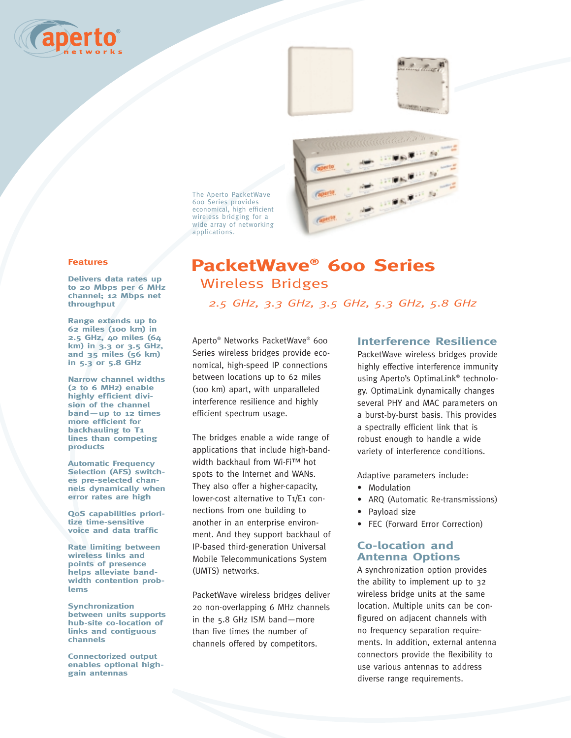The Aperto PacketWave 600 Series provides economical, high efficient wireless bridging for a wide array of networking applications.

# PacketWave® 600 Series

## Wireless Bridges

*2.5 GHz, 3.3 GHz, 3.5 GHz, 5.3 GHz, 5.8 GHz*

### Features

**Delivers data rates up to 20 Mbps per 6 MHz channel; 12 Mbps net throughput**

**Range extends up to 62 miles (100 km) in 2.5 GHz, 40 miles (64 km) in 3.3 or 3.5 GHz, and 35 miles (56 km) in 5.3 or 5.8 GHz**

**Narrow channel widths (2 to 6 MHz) enable highly efficient division of the channel band—up to 12 times more efficient for backhauling to T1 lines than competing products**

**Automatic Frequency Selection (AFS) switches pre-selected channels dynamically when error rates are high**

**QoS capabilities prioritize time-sensitive voice and data traffic**

**Rate limiting between wireless links and points of presence helps alleviate bandwidth contention problems**

**Synchronization between units supports hub-site co-location of links and contiguous channels**

**Connectorized output enables optional high-gain antennas**

Aperto® Networks PacketWave® 600 Series wireless bridges provide economical, high-speed IP connections between locations up to 62 miles (100 km) apart, with unparalleled interference resilience and highly efficient spectrum usage.

The bridges enable a wide range of applications that include high-bandwidth backhaul from Wi-Fi™ hot spots to the Internet and WANs. They also offer a higher-capacity, lower-cost alternative to T1/E1 connections from one building to another in an enterprise environment. And they support backhaul of IP-based third-generation Universal Mobile Telecommunications System (UMTS) networks.

PacketWave wireless bridges deliver 20 non-overlapping 6 MHz channels in the 5.8 GHz ISM band—more than five times the number of channels offered by competitors.

### Interference Resilience

PacketWave wireless bridges provide highly effective interference immunity using Aperto's OptimaLink® technology. OptimaLink dynamically changes several PHY and MAC parameters on a burst-by-burst basis. This provides a spectrally efficient link that is robust enough to handle a wide variety of interference conditions.

Adaptive parameters include:

- Modulation
- ARQ (Automatic Re-transmissions)
- Payload size
- FEC (Forward Error Correction)

### Co-location and Antenna Options

A synchronization option provides the ability to implement up to 32 wireless bridge units at the same location. Multiple units can be configured on adjacent channels with no frequency separation requirements. In addition, external antenna connectors provide the flexibility to use various antennas to address diverse range requirements.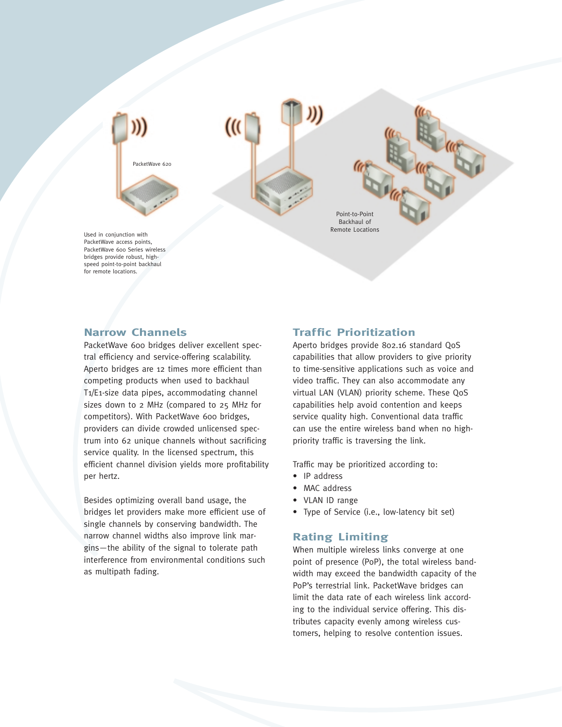PacketWave 620

Point-to-Point Backhaul of Remote Locations

Used in conjunction with PacketWave access points, PacketWave 600 Series wireless bridges provide robust, high-speed point-to-point backhaul for remote locations.

## Narrow Channels

PacketWave 600 bridges deliver excellent spectral efficiency and service-offering scalability. Aperto bridges are 12 times more efficient than competing products when used to backhaul T1/E1-size data pipes, accommodating channel sizes down to 2 MHz (compared to 25 MHz for competitors). With PacketWave 600 bridges, providers can divide crowded unlicensed spectrum into 62 unique channels without sacrificing service quality. In the licensed spectrum, this efficient channel division yields more profitability per hertz.

Besides optimizing overall band usage, the bridges let providers make more efficient use of single channels by conserving bandwidth. The narrow channel widths also improve link margins—the ability of the signal to tolerate path interference from environmental conditions such as multipath fading.

## Traffic Prioritization

Aperto bridges provide 802.16 standard QoS capabilities that allow providers to give priority to time-sensitive applications such as voice and video traffic. They can also accommodate any virtual LAN (VLAN) priority scheme. These QoS capabilities help avoid contention and keeps service quality high. Conventional data traffic can use the entire wireless band when no high-priority traffic is traversing the link.

Traffic may be prioritized according to:

- IP address
- MAC address
- VLAN ID range
- Type of Service (i.e., low-latency bit set)

## Rating Limiting

When multiple wireless links converge at one point of presence (PoP), the total wireless bandwidth may exceed the bandwidth capacity of the PoP's terrestrial link. PacketWave bridges can limit the data rate of each wireless link according to the individual service offering. This distributes capacity evenly among wireless customers, helping to resolve contention issues.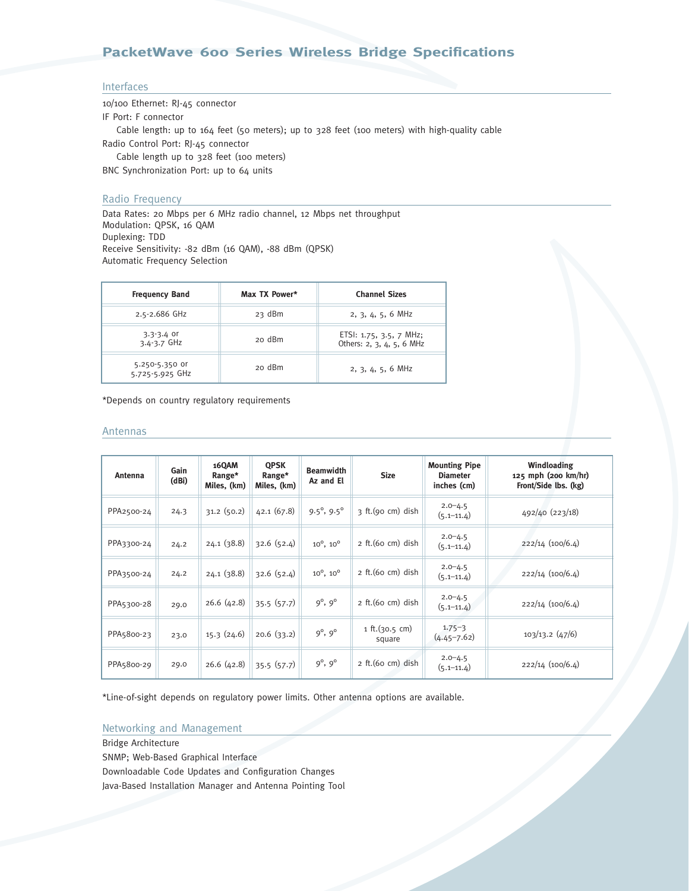# PacketWave 600 Series Wireless Bridge Specifications

## Interfaces

10/100 Ethernet: RJ-45 connector

IF Port: F connector

  Cable length: up to 164 feet (50 meters); up to 328 feet (100 meters) with high-quality cable

Radio Control Port: RJ-45 connector

  Cable length up to 328 feet (100 meters)

BNC Synchronization Port: up to 64 units

## Radio Frequency

Data Rates: 20 Mbps per 6 MHz radio channel, 12 Mbps net throughput
Modulation: QPSK, 16 QAM
Duplexing: TDD
Receive Sensitivity: -82 dBm (16 QAM), -88 dBm (QPSK)
Automatic Frequency Selection

| Frequency Band | Max TX Power* | Channel Sizes |
|---|---|---|
| 2.5-2.686 GHz | 23 dBm | 2, 3, 4, 5, 6 MHz |
| 3.3-3.4 or 3.4-3.7 GHz | 20 dBm | ETSI: 1.75, 3.5, 7 MHz; Others: 2, 3, 4, 5, 6 MHz |
| 5.250-5.350 or 5.725-5.925 GHz | 20 dBm | 2, 3, 4, 5, 6 MHz |

*Depends on country regulatory requirements

## Antennas

| Antenna | Gain (dBi) | 16QAM Range* Miles, (km) | QPSK Range* Miles, (km) | Beamwidth Az and El | Size | Mounting Pipe Diameter inches (cm) | Windloading 125 mph (200 km/hr) Front/Side lbs. (kg) |
|---|---|---|---|---|---|---|---|
| PPA2500-24 | 24.3 | 31.2 (50.2) | 42.1 (67.8) | 9.5°, 9.5° | 3 ft.(90 cm) dish | 2.0–4.5 (5.1–11.4) | 492/40 (223/18) |
| PPA3300-24 | 24.2 | 24.1 (38.8) | 32.6 (52.4) | 10°, 10° | 2 ft.(60 cm) dish | 2.0–4.5 (5.1–11.4) | 222/14 (100/6.4) |
| PPA3500-24 | 24.2 | 24.1 (38.8) | 32.6 (52.4) | 10°, 10° | 2 ft.(60 cm) dish | 2.0–4.5 (5.1–11.4) | 222/14 (100/6.4) |
| PPA5300-28 | 29.0 | 26.6 (42.8) | 35.5 (57.7) | 9°, 9° | 2 ft.(60 cm) dish | 2.0–4.5 (5.1–11.4) | 222/14 (100/6.4) |
| PPA5800-23 | 23.0 | 15.3 (24.6) | 20.6 (33.2) | 9°, 9° | 1 ft.(30.5 cm) square | 1.75–3 (4.45–7.62) | 103/13.2 (47/6) |
| PPA5800-29 | 29.0 | 26.6 (42.8) | 35.5 (57.7) | 9°, 9° | 2 ft.(60 cm) dish | 2.0–4.5 (5.1–11.4) | 222/14 (100/6.4) |

*Line-of-sight depends on regulatory power limits. Other antenna options are available.

## Networking and Management

Bridge Architecture

SNMP; Web-Based Graphical Interface

Downloadable Code Updates and Configuration Changes

Java-Based Installation Manager and Antenna Pointing Tool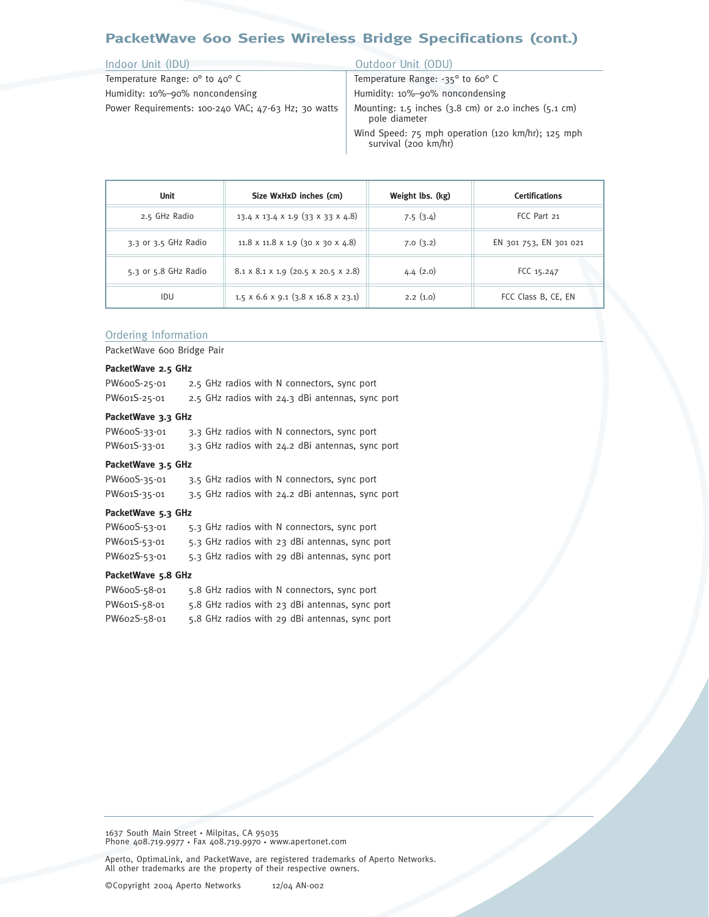# PacketWave 600 Series Wireless Bridge Specifications (cont.)

## Indoor Unit (IDU)

Temperature Range: 0° to 40° C

Humidity: 10%–90% noncondensing

Power Requirements: 100-240 VAC; 47-63 Hz; 30 watts

## Outdoor Unit (ODU)

Temperature Range: -35° to 60° C

Humidity: 10%–90% noncondensing

Mounting: 1.5 inches (3.8 cm) or 2.0 inches (5.1 cm) pole diameter

Wind Speed: 75 mph operation (120 km/hr); 125 mph survival (200 km/hr)

| Unit | Size WxHxD inches (cm) | Weight lbs. (kg) | Certifications |
|---|---|---|---|
| 2.5 GHz Radio | 13.4 x 13.4 x 1.9 (33 x 33 x 4.8) | 7.5 (3.4) | FCC Part 21 |
| 3.3 or 3.5 GHz Radio | 11.8 x 11.8 x 1.9 (30 x 30 x 4.8) | 7.0 (3.2) | EN 301 753, EN 301 021 |
| 5.3 or 5.8 GHz Radio | 8.1 x 8.1 x 1.9 (20.5 x 20.5 x 2.8) | 4.4 (2.0) | FCC 15.247 |
| IDU | 1.5 x 6.6 x 9.1 (3.8 x 16.8 x 23.1) | 2.2 (1.0) | FCC Class B, CE, EN |

## Ordering Information

PacketWave 600 Bridge Pair

**PacketWave 2.5 GHz**

PW600S-25-01 2.5 GHz radios with N connectors, sync port

PW601S-25-01 2.5 GHz radios with 24.3 dBi antennas, sync port

**PacketWave 3.3 GHz**

PW600S-33-01 3.3 GHz radios with N connectors, sync port

PW601S-33-01 3.3 GHz radios with 24.2 dBi antennas, sync port

**PacketWave 3.5 GHz**

PW600S-35-01 3.5 GHz radios with N connectors, sync port

PW601S-35-01 3.5 GHz radios with 24.2 dBi antennas, sync port

**PacketWave 5.3 GHz**

PW600S-53-01 5.3 GHz radios with N connectors, sync port

PW601S-53-01 5.3 GHz radios with 23 dBi antennas, sync port

PW602S-53-01 5.3 GHz radios with 29 dBi antennas, sync port

**PacketWave 5.8 GHz**

PW600S-58-01 5.8 GHz radios with N connectors, sync port

PW601S-58-01 5.8 GHz radios with 23 dBi antennas, sync port

PW602S-58-01 5.8 GHz radios with 29 dBi antennas, sync port

1637 South Main Street • Milpitas, CA 95035
Phone 408.719.9977 • Fax 408.719.9970 • www.apertonet.com

Aperto, OptimaLink, and PacketWave, are registered trademarks of Aperto Networks.
All other trademarks are the property of their respective owners.

©Copyright 2004 Aperto Networks 12/04 AN-002